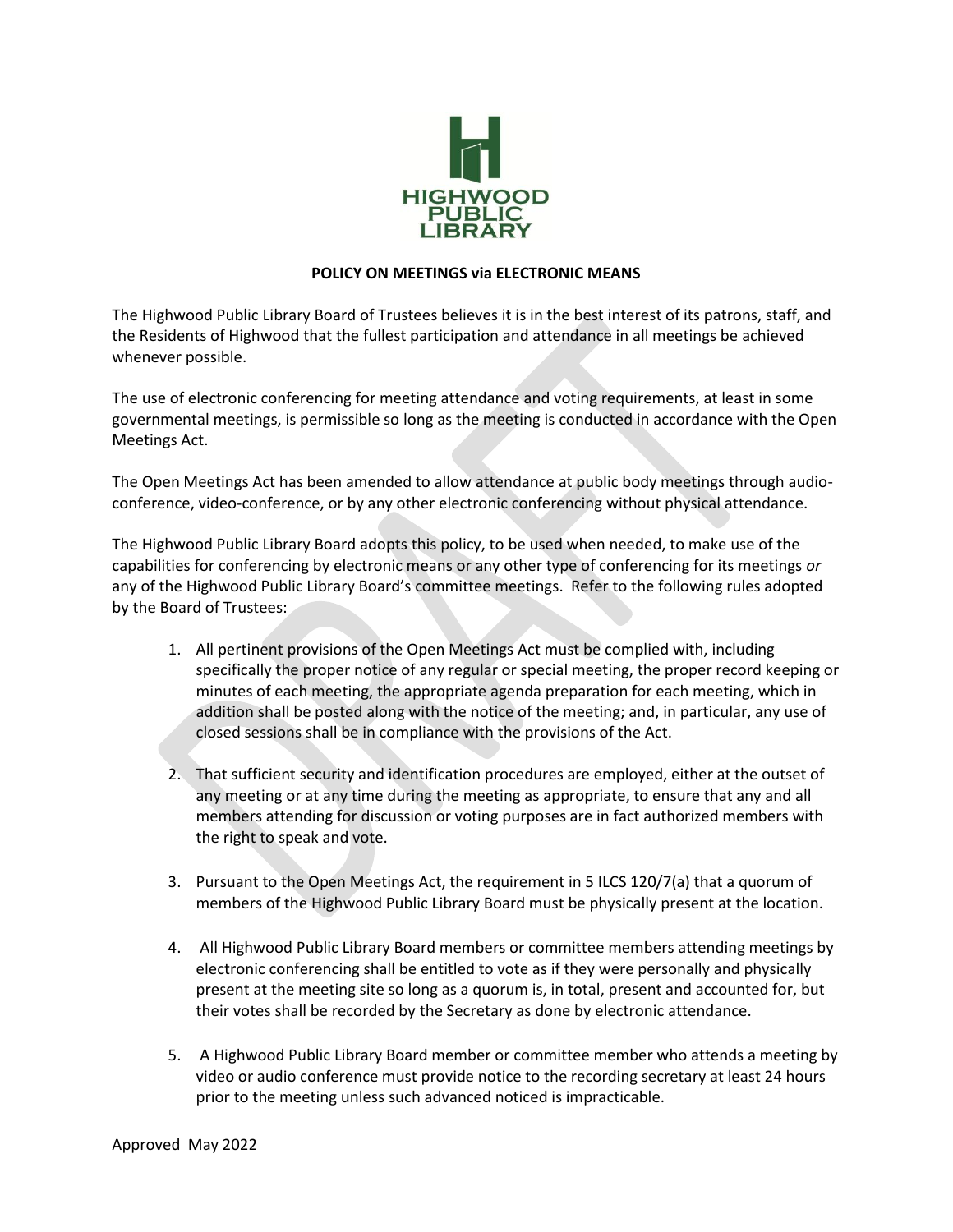HIGHWOOD PUBLIC LIBRARY

# POLICY ON MEETINGS via ELECTRONIC MEANS

The Highwood Public Library Board of Trustees believes it is in the best interest of its patrons, staff, and the Residents of Highwood that the fullest participation and attendance in all meetings be achieved whenever possible.

The use of electronic conferencing for meeting attendance and voting requirements, at least in some governmental meetings, is permissible so long as the meeting is conducted in accordance with the Open Meetings Act.

The Open Meetings Act has been amended to allow attendance at public body meetings through audio-conference, video-conference, or by any other electronic conferencing without physical attendance.

The Highwood Public Library Board adopts this policy, to be used when needed, to make use of the capabilities for conferencing by electronic means or any other type of conferencing for its meetings *or* any of the Highwood Public Library Board's committee meetings. Refer to the following rules adopted by the Board of Trustees:

1. All pertinent provisions of the Open Meetings Act must be complied with, including specifically the proper notice of any regular or special meeting, the proper record keeping or minutes of each meeting, the appropriate agenda preparation for each meeting, which in addition shall be posted along with the notice of the meeting; and, in particular, any use of closed sessions shall be in compliance with the provisions of the Act.

2. That sufficient security and identification procedures are employed, either at the outset of any meeting or at any time during the meeting as appropriate, to ensure that any and all members attending for discussion or voting purposes are in fact authorized members with the right to speak and vote.

3. Pursuant to the Open Meetings Act, the requirement in 5 ILCS 120/7(a) that a quorum of members of the Highwood Public Library Board must be physically present at the location.

4. All Highwood Public Library Board members or committee members attending meetings by electronic conferencing shall be entitled to vote as if they were personally and physically present at the meeting site so long as a quorum is, in total, present and accounted for, but their votes shall be recorded by the Secretary as done by electronic attendance.

5. A Highwood Public Library Board member or committee member who attends a meeting by video or audio conference must provide notice to the recording secretary at least 24 hours prior to the meeting unless such advanced noticed is impracticable.

Approved May 2022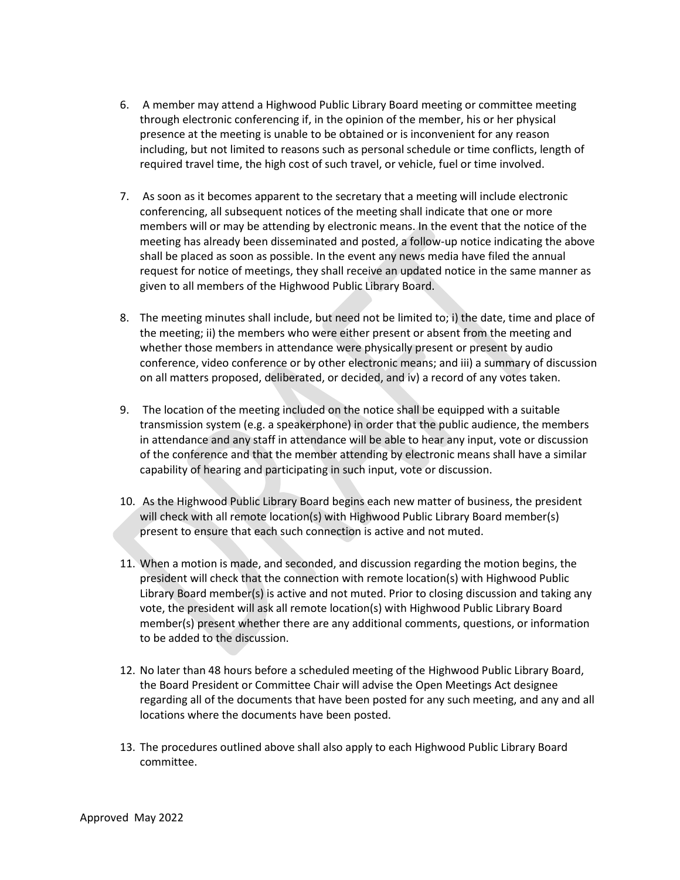6. A member may attend a Highwood Public Library Board meeting or committee meeting through electronic conferencing if, in the opinion of the member, his or her physical presence at the meeting is unable to be obtained or is inconvenient for any reason including, but not limited to reasons such as personal schedule or time conflicts, length of required travel time, the high cost of such travel, or vehicle, fuel or time involved.

7. As soon as it becomes apparent to the secretary that a meeting will include electronic conferencing, all subsequent notices of the meeting shall indicate that one or more members will or may be attending by electronic means. In the event that the notice of the meeting has already been disseminated and posted, a follow-up notice indicating the above shall be placed as soon as possible. In the event any news media have filed the annual request for notice of meetings, they shall receive an updated notice in the same manner as given to all members of the Highwood Public Library Board.

8. The meeting minutes shall include, but need not be limited to; i) the date, time and place of the meeting; ii) the members who were either present or absent from the meeting and whether those members in attendance were physically present or present by audio conference, video conference or by other electronic means; and iii) a summary of discussion on all matters proposed, deliberated, or decided, and iv) a record of any votes taken.

9. The location of the meeting included on the notice shall be equipped with a suitable transmission system (e.g. a speakerphone) in order that the public audience, the members in attendance and any staff in attendance will be able to hear any input, vote or discussion of the conference and that the member attending by electronic means shall have a similar capability of hearing and participating in such input, vote or discussion.

10. As the Highwood Public Library Board begins each new matter of business, the president will check with all remote location(s) with Highwood Public Library Board member(s) present to ensure that each such connection is active and not muted.

11. When a motion is made, and seconded, and discussion regarding the motion begins, the president will check that the connection with remote location(s) with Highwood Public Library Board member(s) is active and not muted. Prior to closing discussion and taking any vote, the president will ask all remote location(s) with Highwood Public Library Board member(s) present whether there are any additional comments, questions, or information to be added to the discussion.

12. No later than 48 hours before a scheduled meeting of the Highwood Public Library Board, the Board President or Committee Chair will advise the Open Meetings Act designee regarding all of the documents that have been posted for any such meeting, and any and all locations where the documents have been posted.

13. The procedures outlined above shall also apply to each Highwood Public Library Board committee.

Approved May 2022